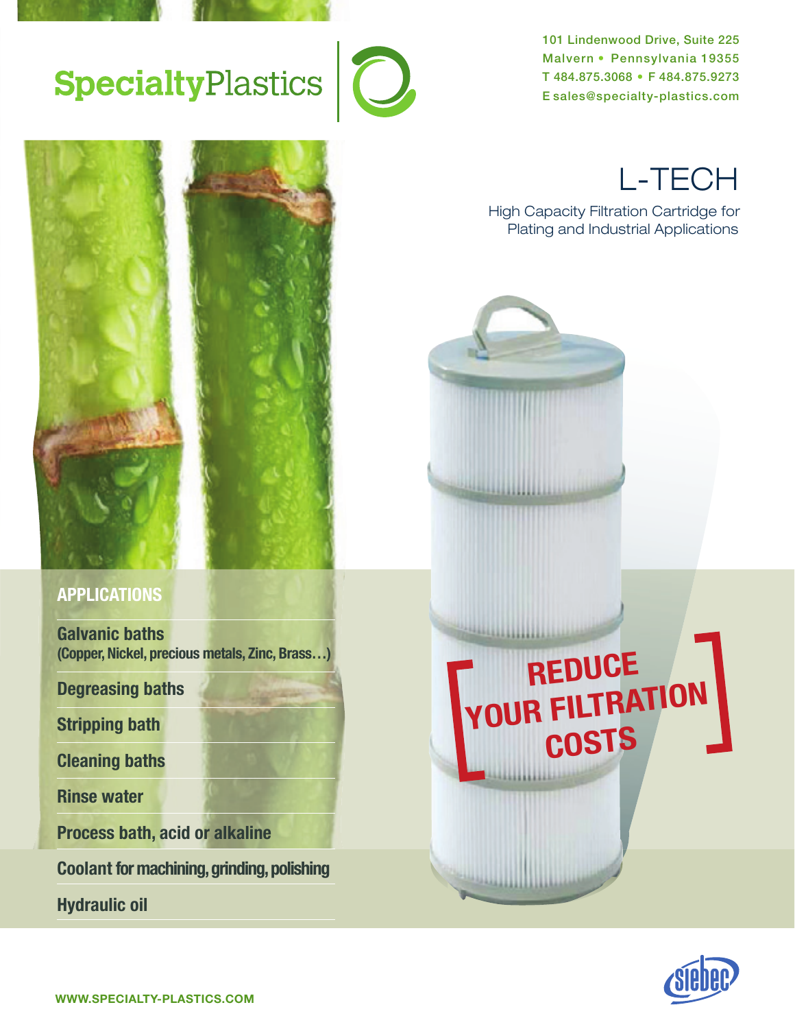# SpecialtyPlastics

101 Lindenwood Drive, Suite 225
Malvern • Pennsylvania 19355
T 484.875.3068 • F 484.875.9273
E sales@specialty-plastics.com

## L-TECH

High Capacity Filtration Cartridge for Plating and Industrial Applications

**[ REDUCE YOUR FILTRATION COSTS ]**

### APPLICATIONS

- **Galvanic baths**
  **(Copper, Nickel, precious metals, Zinc, Brass…)**
- **Degreasing baths**
- **Stripping bath**
- **Cleaning baths**
- **Rinse water**
- **Process bath, acid or alkaline**
- **Coolant for machining, grinding, polishing**
- **Hydraulic oil**

siebec

WWW.SPECIALTY-PLASTICS.COM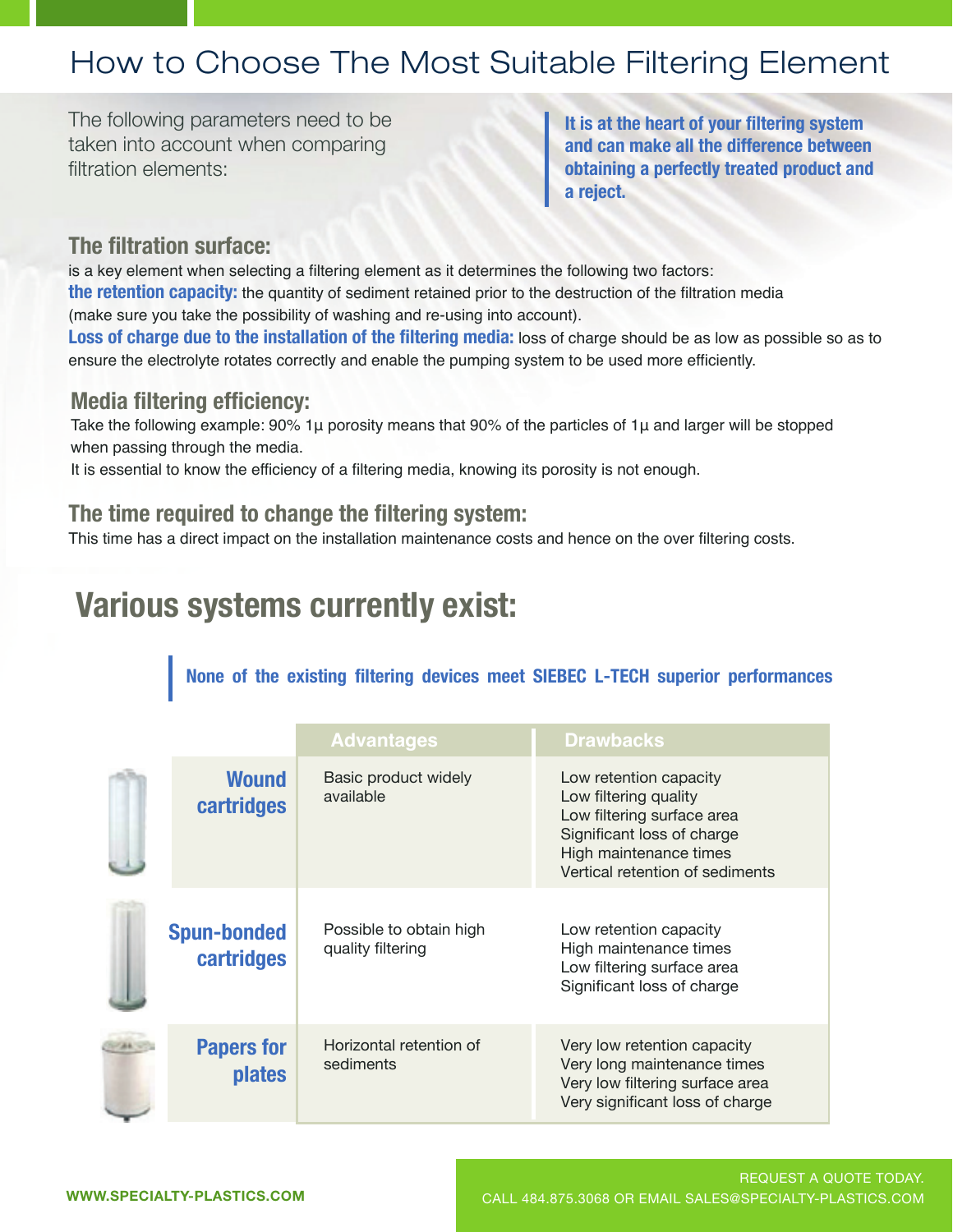# How to Choose The Most Suitable Filtering Element

The following parameters need to be taken into account when comparing filtration elements:

**It is at the heart of your filtering system and can make all the difference between obtaining a perfectly treated product and a reject.**

## The filtration surface:

is a key element when selecting a filtering element as it determines the following two factors:

**the retention capacity:** the quantity of sediment retained prior to the destruction of the filtration media (make sure you take the possibility of washing and re-using into account).

**Loss of charge due to the installation of the filtering media:** loss of charge should be as low as possible so as to ensure the electrolyte rotates correctly and enable the pumping system to be used more efficiently.

## Media filtering efficiency:

Take the following example: 90% 1µ porosity means that 90% of the particles of 1µ and larger will be stopped when passing through the media.

It is essential to know the efficiency of a filtering media, knowing its porosity is not enough.

## The time required to change the filtering system:

This time has a direct impact on the installation maintenance costs and hence on the over filtering costs.

# Various systems currently exist:

**None of the existing filtering devices meet SIEBEC L-TECH superior performances**

| | Advantages | Drawbacks |
|---|---|---|
| **Wound cartridges** | Basic product widely available | Low retention capacity<br>Low filtering quality<br>Low filtering surface area<br>Significant loss of charge<br>High maintenance times<br>Vertical retention of sediments |
| **Spun-bonded cartridges** | Possible to obtain high quality filtering | Low retention capacity<br>High maintenance times<br>Low filtering surface area<br>Significant loss of charge |
| **Papers for plates** | Horizontal retention of sediments | Very low retention capacity<br>Very long maintenance times<br>Very low filtering surface area<br>Very significant loss of charge |

WWW.SPECIALTY-PLASTICS.COM

REQUEST A QUOTE TODAY.
CALL 484.875.3068 OR EMAIL SALES@SPECIALTY-PLASTICS.COM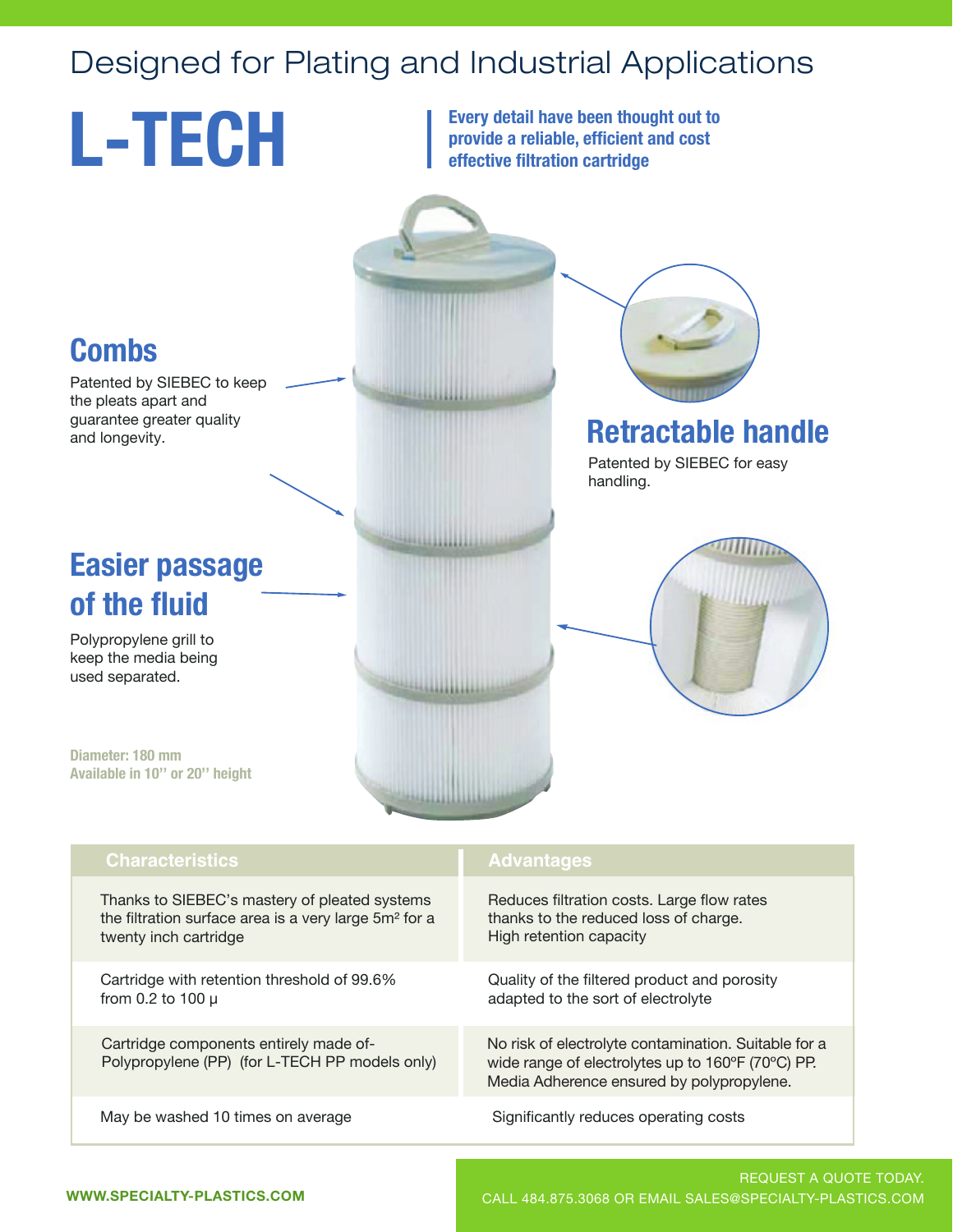Designed for Plating and Industrial Applications

# L-TECH

**Every detail have been thought out to provide a reliable, efficient and cost effective filtration cartridge**

## Combs

Patented by SIEBEC to keep the pleats apart and guarantee greater quality and longevity.

## Retractable handle

Patented by SIEBEC for easy handling.

## Easier passage of the fluid

Polypropylene grill to keep the media being used separated.

**Diameter: 180 mm**
**Available in 10'' or 20'' height**

| Characteristics | Advantages |
|---|---|
| Thanks to SIEBEC's mastery of pleated systems the filtration surface area is a very large 5m² for a twenty inch cartridge | Reduces filtration costs. Large flow rates thanks to the reduced loss of charge. High retention capacity |
| Cartridge with retention threshold of 99.6% from 0.2 to 100 µ | Quality of the filtered product and porosity adapted to the sort of electrolyte |
| Cartridge components entirely made of- Polypropylene (PP) (for L-TECH PP models only) | No risk of electrolyte contamination. Suitable for a wide range of electrolytes up to 160ºF (70ºC) PP. Media Adherence ensured by polypropylene. |
| May be washed 10 times on average | Significantly reduces operating costs |

**WWW.SPECIALTY-PLASTICS.COM**

REQUEST A QUOTE TODAY.
CALL 484.875.3068 OR EMAIL SALES@SPECIALTY-PLASTICS.COM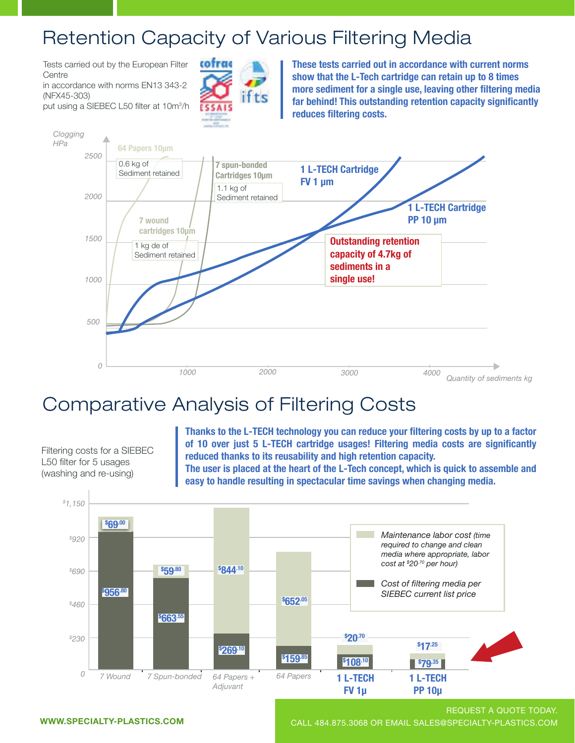# Retention Capacity of Various Filtering Media

Tests carried out by the European Filter Centre in accordance with norms EN13 343-2 (NFX45-303) put using a SIEBEC L50 filter at 10m³/h

**These tests carried out in accordance with current norms show that the L-Tech cartridge can retain up to 8 times more sediment for a single use, leaving other filtering media far behind! This outstanding retention capacity significantly reduces filtering costs.**

Clogging HPa

- 64 Papers 10µm — 0.6 kg of Sediment retained
- 7 spun-bonded Cartridges 10µm — 1.1 kg of Sediment retained
- 7 wound cartridges 10µm — 1 kg de of Sediment retained
- 1 L-TECH Cartridge FV 1 µm
- 1 L-TECH Cartridge PP 10 µm

**Outstanding retention capacity of 4.7kg of sediments in a single use!**

Quantity of sediments kg

# Comparative Analysis of Filtering Costs

Filtering costs for a SIEBEC L50 filter for 5 usages (washing and re-using)

**Thanks to the L-TECH technology you can reduce your filtering costs by up to a factor of 10 over just 5 L-TECH cartridge usages! Filtering media costs are significantly reduced thanks to its reusability and high retention capacity.**
**The user is placed at the heart of the L-Tech concept, which is quick to assemble and easy to handle resulting in spectacular time savings when changing media.**

| | Maintenance labor cost (time required to change and clean media where appropriate, labor cost at $20.70 per hour) | Cost of filtering media per SIEBEC current list price |
|---|---|---|
| 7 Wound | $69.00 | $956.80 |
| 7 Spun-bonded | $59.80 | $663.55 |
| 64 Papers + Adjuvant | $844.10 | $269.10 |
| 64 Papers | $652.05 | $159.85 |
| 1 L-TECH FV 1µ | $20.70 | $108.10 |
| 1 L-TECH PP 10µ | $17.25 | $79.35 |

WWW.SPECIALTY-PLASTICS.COM

REQUEST A QUOTE TODAY.
CALL 484.875.3068 OR EMAIL SALES@SPECIALTY-PLASTICS.COM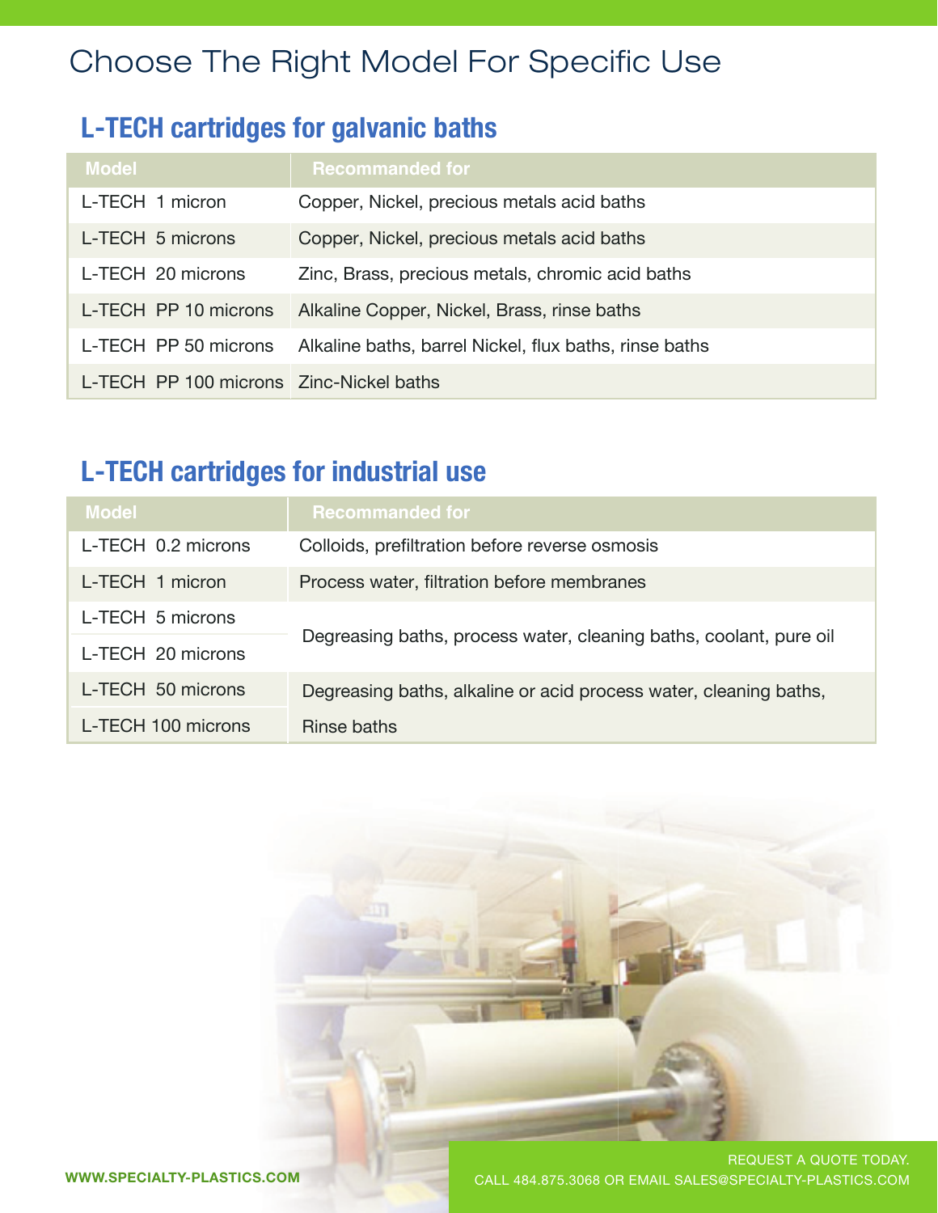# Choose The Right Model For Specific Use

## L-TECH cartridges for galvanic baths

| Model | Recommanded for |
|---|---|
| L-TECH 1 micron | Copper, Nickel, precious metals acid baths |
| L-TECH 5 microns | Copper, Nickel, precious metals acid baths |
| L-TECH 20 microns | Zinc, Brass, precious metals, chromic acid baths |
| L-TECH PP 10 microns | Alkaline Copper, Nickel, Brass, rinse baths |
| L-TECH PP 50 microns | Alkaline baths, barrel Nickel, flux baths, rinse baths |
| L-TECH PP 100 microns | Zinc-Nickel baths |

## L-TECH cartridges for industrial use

| Model | Recommanded for |
|---|---|
| L-TECH 0.2 microns | Colloids, prefiltration before reverse osmosis |
| L-TECH 1 micron | Process water, filtration before membranes |
| L-TECH 5 microns | Degreasing baths, process water, cleaning baths, coolant, pure oil |
| L-TECH 20 microns | |
| L-TECH 50 microns | Degreasing baths, alkaline or acid process water, cleaning baths, Rinse baths |
| L-TECH 100 microns | |

WWW.SPECIALTY-PLASTICS.COM

REQUEST A QUOTE TODAY.
CALL 484.875.3068 OR EMAIL SALES@SPECIALTY-PLASTICS.COM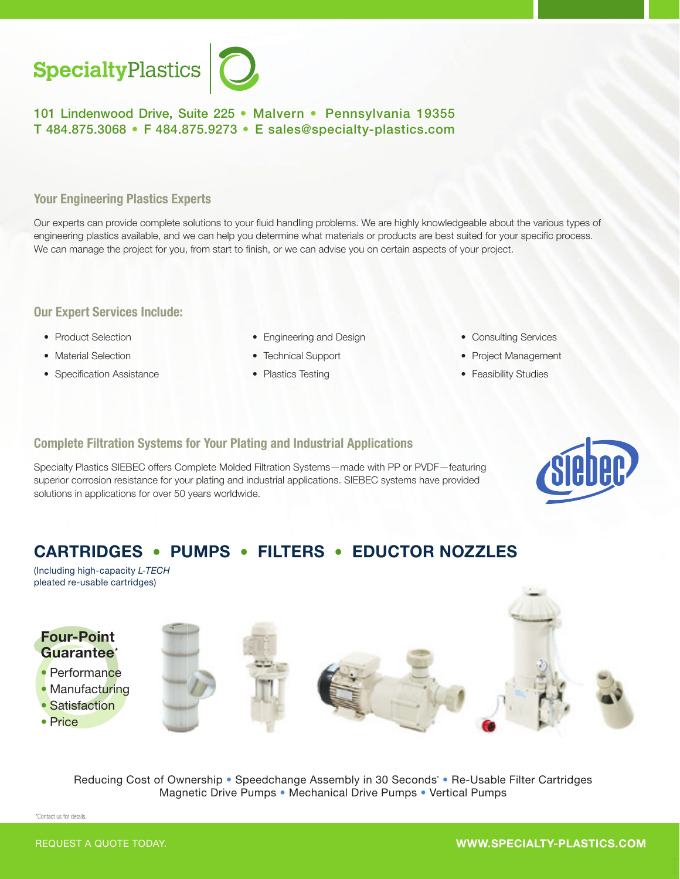# SpecialtyPlastics

101 Lindenwood Drive, Suite 225 • Malvern • Pennsylvania 19355
T 484.875.3068 • F 484.875.9273 • E sales@specialty-plastics.com

## Your Engineering Plastics Experts

Our experts can provide complete solutions to your fluid handling problems. We are highly knowledgeable about the various types of engineering plastics available, and we can help you determine what materials or products are best suited for your specific process. We can manage the project for you, from start to finish, or we can advise you on certain aspects of your project.

## Our Expert Services Include:

- Product Selection
- Material Selection
- Specification Assistance
- Engineering and Design
- Technical Support
- Plastics Testing
- Consulting Services
- Project Management
- Feasibility Studies

## Complete Filtration Systems for Your Plating and Industrial Applications

Specialty Plastics SIEBEC offers Complete Molded Filtration Systems—made with PP or PVDF—featuring superior corrosion resistance for your plating and industrial applications. SIEBEC systems have provided solutions in applications for over 50 years worldwide.

siebec

## CARTRIDGES • PUMPS • FILTERS • EDUCTOR NOZZLES

(Including high-capacity *L-TECH* pleated re-usable cartridges)

**Four-Point Guarantee***

- Performance
- Manufacturing
- Satisfaction
- Price

Reducing Cost of Ownership • Speedchange Assembly in 30 Seconds* • Re-Usable Filter Cartridges
Magnetic Drive Pumps • Mechanical Drive Pumps • Vertical Pumps

*Contact us for details.

REQUEST A QUOTE TODAY.

WWW.SPECIALTY-PLASTICS.COM